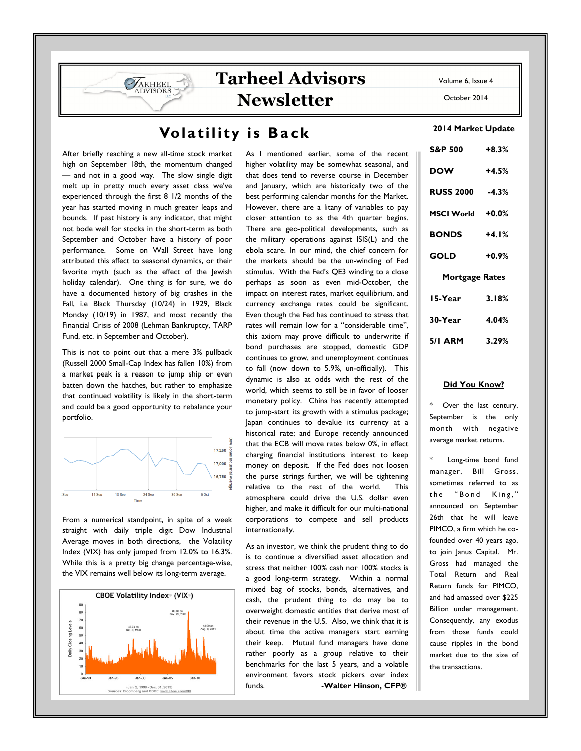# Tarheel Advisors Newsletter

Volume 6, Issue 4

October 2014

## Volatility is Back

After briefly reaching a new all-time stock market high on September 18th, the momentum changed — and not in a good way. The slow single digit melt up in pretty much every asset class we've experienced through the first 8 1/2 months of the year has started moving in much greater leaps and bounds. If past history is any indicator, that might not bode well for stocks in the short-term as both September and October have a history of poor performance. Some on Wall Street have long attributed this affect to seasonal dynamics, or their favorite myth (such as the effect of the Jewish holiday calendar). One thing is for sure, we do have a documented history of big crashes in the Fall, i.e Black Thursday (10/24) in 1929, Black Monday (10/19) in 1987, and most recently the Financial Crisis of 2008 (Lehman Bankruptcy, TARP Fund, etc. in September and October).

This is not to point out that a mere 3% pullback (Russell 2000 Small-Cap Index has fallen 10%) from a market peak is a reason to jump ship or even batten down the hatches, but rather to emphasize that continued volatility is likely in the short-term and could be a good opportunity to rebalance your portfolio.

From a numerical standpoint, in spite of a week straight with daily triple digit Dow Industrial Average moves in both directions, the Volatility Index (VIX) has only jumped from 12.0% to 16.3%. While this is a pretty big change percentage-wise, the VIX remains well below its long-term average.

As I mentioned earlier, some of the recent higher volatility may be somewhat seasonal, and that does tend to reverse course in December and January, which are historically two of the best performing calendar months for the Market. However, there are a litany of variables to pay closer attention to as the 4th quarter begins. There are geo-political developments, such as the military operations against ISIS(L) and the ebola scare. In our mind, the chief concern for the markets should be the un-winding of Fed stimulus. With the Fed's QE3 winding to a close perhaps as soon as even mid-October, the impact on interest rates, market equilibrium, and currency exchange rates could be significant. Even though the Fed has continued to stress that rates will remain low for a "considerable time", this axiom may prove difficult to underwrite if bond purchases are stopped, domestic GDP continues to grow, and unemployment continues to fall (now down to 5.9%, un-officially). This dynamic is also at odds with the rest of the world, which seems to still be in favor of looser monetary policy. China has recently attempted to jump-start its growth with a stimulus package; Japan continues to devalue its currency at a historical rate; and Europe recently announced that the ECB will move rates below 0%, in effect charging financial institutions interest to keep money on deposit. If the Fed does not loosen the purse strings further, we will be tightening relative to the rest of the world. This atmosphere could drive the U.S. dollar even higher, and make it difficult for our multi-national corporations to compete and sell products internationally.

As an investor, we think the prudent thing to do is to continue a diversified asset allocation and stress that neither 100% cash nor 100% stocks is a good long-term strategy. Within a normal mixed bag of stocks, bonds, alternatives, and cash, the prudent thing to do may be to overweight domestic entities that derive most of their revenue in the U.S. Also, we think that it is about time the active managers start earning their keep. Mutual fund managers have done rather poorly as a group relative to their benchmarks for the last 5 years, and a volatile environment favors stock pickers over index funds. -**Walter Hinson, CFP®**

### 2014 Market Update

| | |
|---|---|
| S&P 500 | +8.3% |
| DOW | +4.5% |
| RUSS 2000 | -4.3% |
| MSCI World | +0.0% |
| BONDS | +4.1% |
| GOLD | +0.9% |

### Mortgage Rates

| | |
|---|---|
| 15-Year | 3.18% |
| 30-Year | 4.04% |
| 5/1 ARM | 3.29% |

### Did You Know?

* Over the last century, September is the only month with negative average market returns.

* Long-time bond fund manager, Bill Gross, sometimes referred to as the "Bond King," announced on September 26th that he will leave PIMCO, a firm which he co-founded over 40 years ago, to join Janus Capital. Mr. Gross had managed the Total Return and Real Return funds for PIMCO, and had amassed over $225 Billion under management. Consequently, any exodus from those funds could cause ripples in the bond market due to the size of the transactions.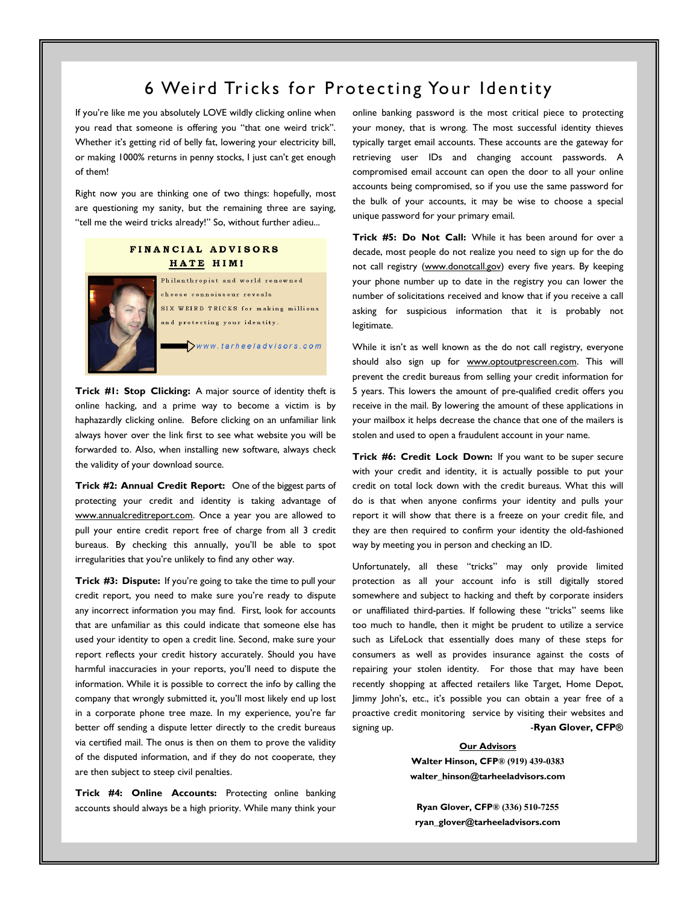# 6 Weird Tricks for Protecting Your Identity

If you're like me you absolutely LOVE wildly clicking online when you read that someone is offering you "that one weird trick". Whether it's getting rid of belly fat, lowering your electricity bill, or making 1000% returns in penny stocks, I just can't get enough of them!

Right now you are thinking one of two things: hopefully, most are questioning my sanity, but the remaining three are saying, "tell me the weird tricks already!" So, without further adieu...

**FINANCIAL ADVISORS HATE HIM!**

Philanthropist and world renowned cheese connoisseur reveals SIX WEIRD TRICKS for making millions and protecting your identity.

www.tarheeladvisors.com

**Trick #1: Stop Clicking:** A major source of identity theft is online hacking, and a prime way to become a victim is by haphazardly clicking online. Before clicking on an unfamiliar link always hover over the link first to see what website you will be forwarded to. Also, when installing new software, always check the validity of your download source.

**Trick #2: Annual Credit Report:** One of the biggest parts of protecting your credit and identity is taking advantage of www.annualcreditreport.com. Once a year you are allowed to pull your entire credit report free of charge from all 3 credit bureaus. By checking this annually, you'll be able to spot irregularities that you're unlikely to find any other way.

**Trick #3: Dispute:** If you're going to take the time to pull your credit report, you need to make sure you're ready to dispute any incorrect information you may find. First, look for accounts that are unfamiliar as this could indicate that someone else has used your identity to open a credit line. Second, make sure your report reflects your credit history accurately. Should you have harmful inaccuracies in your reports, you'll need to dispute the information. While it is possible to correct the info by calling the company that wrongly submitted it, you'll most likely end up lost in a corporate phone tree maze. In my experience, you're far better off sending a dispute letter directly to the credit bureaus via certified mail. The onus is then on them to prove the validity of the disputed information, and if they do not cooperate, they are then subject to steep civil penalties.

**Trick #4: Online Accounts:** Protecting online banking accounts should always be a high priority. While many think your online banking password is the most critical piece to protecting your money, that is wrong. The most successful identity thieves typically target email accounts. These accounts are the gateway for retrieving user IDs and changing account passwords. A compromised email account can open the door to all your online accounts being compromised, so if you use the same password for the bulk of your accounts, it may be wise to choose a special unique password for your primary email.

**Trick #5: Do Not Call:** While it has been around for over a decade, most people do not realize you need to sign up for the do not call registry (www.donotcall.gov) every five years. By keeping your phone number up to date in the registry you can lower the number of solicitations received and know that if you receive a call asking for suspicious information that it is probably not legitimate.

While it isn't as well known as the do not call registry, everyone should also sign up for www.optoutprescreen.com. This will prevent the credit bureaus from selling your credit information for 5 years. This lowers the amount of pre-qualified credit offers you receive in the mail. By lowering the amount of these applications in your mailbox it helps decrease the chance that one of the mailers is stolen and used to open a fraudulent account in your name.

**Trick #6: Credit Lock Down:** If you want to be super secure with your credit and identity, it is actually possible to put your credit on total lock down with the credit bureaus. What this will do is that when anyone confirms your identity and pulls your report it will show that there is a freeze on your credit file, and they are then required to confirm your identity the old-fashioned way by meeting you in person and checking an ID.

Unfortunately, all these "tricks" may only provide limited protection as all your account info is still digitally stored somewhere and subject to hacking and theft by corporate insiders or unaffiliated third-parties. If following these "tricks" seems like too much to handle, then it might be prudent to utilize a service such as LifeLock that essentially does many of these steps for consumers as well as provides insurance against the costs of repairing your stolen identity. For those that may have been recently shopping at affected retailers like Target, Home Depot, Jimmy John's, etc., it's possible you can obtain a year free of a proactive credit monitoring service by visiting their websites and signing up.

**-Ryan Glover, CFP®**

**Our Advisors**

**Walter Hinson, CFP® (919) 439-0383**
**walter_hinson@tarheeladvisors.com**

**Ryan Glover, CFP® (336) 510-7255**
**ryan_glover@tarheeladvisors.com**